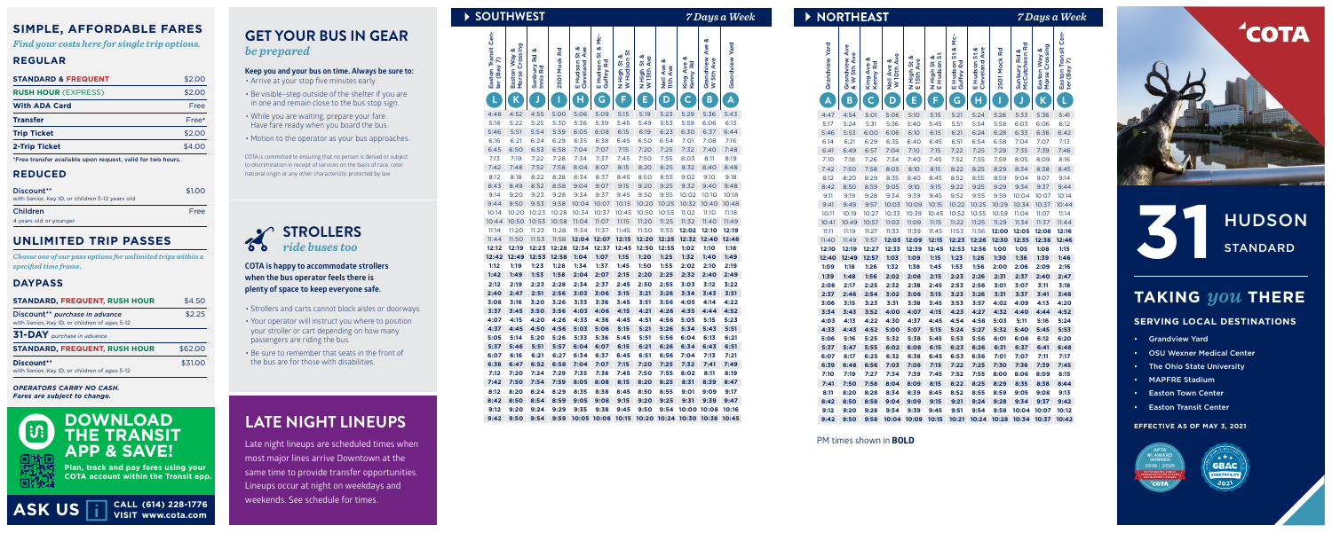## SIMPLE, AFFORDABLE FARES

*Find your costs here for single trip options.*

### REGULAR

| | |
|---|---|
| **STANDARD & FREQUENT** | $2.00 |
| **RUSH HOUR** (EXPRESS) | $2.00 |
| **With ADA Card** | Free |
| **Transfer** | Free* |
| **Trip Ticket** | $2.00 |
| **2-Trip Ticket** | $4.00 |

**\*Free transfer available upon request, valid for two hours.**

### REDUCED

| | |
|---|---|
| **Discount\*\*** with Senior, Key ID, or Children 5-12 years old | $1.00 |
| **Children** 4 years old or younger | Free |

## UNLIMITED TRIP PASSES

*Choose one of our pass options for unlimited trips within a specified time frame.*

### DAYPASS

| | |
|---|---|
| **STANDARD, FREQUENT, RUSH HOUR** | $4.50 |
| **Discount\*\*** *purchase in advance* with Senior, Key ID, or children of ages 5-12 | $2.25 |
| **31-DAY** *purchase in advance* | |
| **STANDARD, FREQUENT, RUSH HOUR** | $62.00 |
| **Discount\*\*** with Senior, Key ID, or children of ages 5-12 | $31.00 |

***OPERATORS CARRY NO CASH. Fares are subject to change.***

## DOWNLOAD THE TRANSIT APP & SAVE!

**Plan, track and pay fares using your COTA account within the Transit app.**

**ASK US** CALL (614) 228-1776 VISIT www.cota.com

## GET YOUR BUS IN GEAR

*be prepared*

**Keep you and your bus on time. Always be sure to:**

- Arrive at your stop five minutes early.
- Be visible–step outside of the shelter if you are in one and remain close to the bus stop sign.
- While you are waiting, prepare your fare. Have fare ready when you board the bus.
- Motion to the operator as your bus approaches.

COTA is committed to ensuring that no person is denied or subject to discrimination in receipt of services on the basis of race, color, national origin or any other characteristic protected by law.

## STROLLERS

*ride buses too*

**COTA is happy to accommodate strollers when the bus operator feels there is plenty of space to keep everyone safe.**

- Strollers and carts cannot block aisles or doorways.
- Your operator will instruct you where to position your stroller or cart depending on how many passengers are riding the bus.
- Be sure to remember that seats in the front of the bus are for those with disabilities.

## LATE NIGHT LINEUPS

Late night lineups are scheduled times when most major lines arrive Downtown at the same time to provide transfer opportunities. Lineups occur at night on weekdays and weekends. See schedule for times.

## SOUTHWEST — *7 Days a Week*

| L Easton Transit Center (Bay 7) | K Easton Way & Morse Crossing | J Sunbury Rd & Innis Rd | I 2501 Mock Rd | H E Hudson St & Cleveland Ave | G E Hudson St & McGuffey Rd | F N High St & W Hudson St | E N High St & W 15th Ave | D Neil Ave & 11th Ave | C King Ave & Kenny Rd | B Grandview Ave & W 5th Ave | A Grandview Yard |
|---|---|---|---|---|---|---|---|---|---|---|---|
| 4:48 | 4:52 | 4:55 | 5:00 | 5:06 | 5:09 | 5:15 | 5:19 | 5:23 | 5:29 | 5:36 | 5:43 |
| 5:18 | 5:22 | 5:25 | 5:30 | 5:36 | 5:39 | 5:45 | 5:49 | 5:53 | 5:59 | 6:06 | 6:13 |
| 5:46 | 5:51 | 5:54 | 5:59 | 6:05 | 6:08 | 6:15 | 6:19 | 6:23 | 6:30 | 6:37 | 6:44 |
| 6:16 | 6:21 | 6:24 | 6:29 | 6:35 | 6:38 | 6:45 | 6:50 | 6:54 | 7:01 | 7:08 | 7:16 |
| 6:45 | 6:50 | 6:53 | 6:58 | 7:04 | 7:07 | 7:15 | 7:20 | 7:25 | 7:32 | 7:40 | 7:48 |
| 7:13 | 7:19 | 7:22 | 7:28 | 7:34 | 7:37 | 7:45 | 7:50 | 7:55 | 8:03 | 8:11 | 8:19 |
| 7:42 | 7:48 | 7:52 | 7:58 | 8:04 | 8:07 | 8:15 | 8:20 | 8:25 | 8:32 | 8:40 | 8:48 |
| 8:12 | 8:18 | 8:22 | 8:28 | 8:34 | 8:37 | 8:45 | 8:50 | 8:55 | 9:02 | 9:10 | 9:18 |
| 8:43 | 8:49 | 8:52 | 8:58 | 9:04 | 9:07 | 9:15 | 9:20 | 9:25 | 9:32 | 9:40 | 9:48 |
| 9:14 | 9:20 | 9:23 | 9:28 | 9:34 | 9:37 | 9:45 | 9:50 | 9:55 | 10:02 | 10:10 | 10:18 |
| 9:44 | 9:50 | 9:53 | 9:58 | 10:04 | 10:07 | 10:15 | 10:20 | 10:25 | 10:32 | 10:40 | 10:48 |
| 10:14 | 10:20 | 10:23 | 10:28 | 10:34 | 10:37 | 10:45 | 10:50 | 10:55 | 11:02 | 11:10 | 11:18 |
| 10:44 | 10:50 | 10:53 | 10:58 | 11:04 | 11:07 | 11:15 | 11:20 | 11:25 | 11:32 | 11:40 | 11:49 |
| 11:14 | 11:20 | 11:23 | 11:28 | 11:34 | 11:37 | 11:45 | 11:50 | 11:55 | **12:02** | **12:10** | **12:19** |
| 11:44 | 11:50 | 11:53 | 11:58 | **12:04** | **12:07** | **12:15** | **12:20** | **12:25** | **12:32** | **12:40** | **12:48** |
| **12:12** | **12:19** | **12:23** | **12:28** | **12:34** | **12:37** | **12:45** | **12:50** | **12:55** | **1:02** | **1:10** | **1:18** |
| **12:42** | **12:49** | **12:53** | **12:58** | **1:04** | **1:07** | **1:15** | **1:20** | **1:25** | **1:32** | **1:40** | **1:49** |
| **1:12** | **1:19** | **1:23** | **1:28** | **1:34** | **1:37** | **1:45** | **1:50** | **1:55** | **2:02** | **2:10** | **2:19** |
| **1:42** | **1:49** | **1:53** | **1:58** | **2:04** | **2:07** | **2:15** | **2:20** | **2:25** | **2:32** | **2:40** | **2:49** |
| **2:12** | **2:19** | **2:23** | **2:28** | **2:34** | **2:37** | **2:45** | **2:50** | **2:55** | **3:03** | **3:12** | **3:22** |
| **2:40** | **2:47** | **2:51** | **2:56** | **3:03** | **3:06** | **3:15** | **3:21** | **3:26** | **3:34** | **3:43** | **3:51** |
| **3:08** | **3:16** | **3:20** | **3:26** | **3:33** | **3:36** | **3:45** | **3:51** | **3:56** | **4:05** | **4:14** | **4:22** |
| **3:37** | **3:45** | **3:50** | **3:56** | **4:03** | **4:06** | **4:15** | **4:21** | **4:26** | **4:35** | **4:44** | **4:52** |
| **4:07** | **4:15** | **4:20** | **4:26** | **4:33** | **4:36** | **4:45** | **4:51** | **4:56** | **5:05** | **5:15** | **5:23** |
| **4:37** | **4:45** | **4:50** | **4:56** | **5:03** | **5:06** | **5:15** | **5:21** | **5:26** | **5:34** | **5:43** | **5:51** |
| **5:05** | **5:14** | **5:20** | **5:26** | **5:33** | **5:36** | **5:45** | **5:51** | **5:56** | **6:04** | **6:13** | **6:21** |
| **5:37** | **5:46** | **5:51** | **5:57** | **6:04** | **6:07** | **6:15** | **6:21** | **6:26** | **6:34** | **6:43** | **6:51** |
| **6:07** | **6:16** | **6:21** | **6:27** | **6:34** | **6:37** | **6:45** | **6:51** | **6:56** | **7:04** | **7:13** | **7:21** |
| **6:38** | **6:47** | **6:52** | **6:58** | **7:04** | **7:07** | **7:15** | **7:20** | **7:25** | **7:32** | **7:41** | **7:49** |
| **7:12** | **7:20** | **7:24** | **7:29** | **7:35** | **7:38** | **7:45** | **7:50** | **7:55** | **8:02** | **8:11** | **8:19** |
| **7:42** | **7:50** | **7:54** | **7:59** | **8:05** | **8:08** | **8:15** | **8:20** | **8:25** | **8:31** | **8:39** | **8:47** |
| **8:12** | **8:20** | **8:24** | **8:29** | **8:35** | **8:38** | **8:45** | **8:50** | **8:55** | **9:01** | **9:09** | **9:17** |
| **8:42** | **8:50** | **8:54** | **8:59** | **9:05** | **9:08** | **9:15** | **9:20** | **9:25** | **9:31** | **9:39** | **9:47** |
| **9:12** | **9:20** | **9:24** | **9:29** | **9:35** | **9:38** | **9:45** | **9:50** | **9:54** | **10:00** | **10:08** | **10:16** |
| **9:42** | **9:50** | **9:54** | **9:59** | **10:05** | **10:08** | **10:15** | **10:20** | **10:24** | **10:30** | **10:38** | **10:45** |

## NORTHEAST — *7 Days a Week*

| A Grandview Yard | B Grandview Ave & W 5th Ave | C King Ave & Kenny Rd | D Neil Ave & W 10th Ave | E N High St & E 13th Ave | F N High St & E Hudson St | G E Hudson St & McGuffey Rd | H E Hudson St & Cleveland Ave | I 2501 Mock Rd | J Sunbury Rd & McCutcheon Rd | K Easton Way & Morse Crossing | L Easton Transit Center (Bay 7) |
|---|---|---|---|---|---|---|---|---|---|---|---|
| 4:47 | 4:54 | 5:01 | 5:06 | 5:10 | 5:15 | 5:21 | 5:24 | 5:28 | 5:33 | 5:36 | 5:41 |
| 5:17 | 5:24 | 5:31 | 5:36 | 5:40 | 5:45 | 5:51 | 5:54 | 5:58 | 6:03 | 6:06 | 6:12 |
| 5:46 | 5:53 | 6:00 | 6:06 | 6:10 | 6:15 | 6:21 | 6:24 | 6:28 | 6:33 | 6:36 | 6:42 |
| 6:14 | 6:21 | 6:29 | 6:35 | 6:40 | 6:45 | 6:51 | 6:54 | 6:58 | 7:04 | 7:07 | 7:13 |
| 6:41 | 6:49 | 6:57 | 7:04 | 7:10 | 7:15 | 7:22 | 7:25 | 7:29 | 7:35 | 7:39 | 7:46 |
| 7:10 | 7:18 | 7:26 | 7:34 | 7:40 | 7:45 | 7:52 | 7:55 | 7:59 | 8:05 | 8:09 | 8:16 |
| 7:42 | 7:50 | 7:58 | 8:05 | 8:10 | 8:15 | 8:22 | 8:25 | 8:29 | 8:34 | 8:38 | 8:45 |
| 8:12 | 8:20 | 8:29 | 8:35 | 8:40 | 8:45 | 8:52 | 8:55 | 8:59 | 9:04 | 9:07 | 9:14 |
| 8:42 | 8:50 | 8:59 | 9:05 | 9:10 | 9:15 | 9:22 | 9:25 | 9:29 | 9:34 | 9:37 | 9:44 |
| 9:11 | 9:19 | 9:28 | 9:34 | 9:39 | 9:45 | 9:52 | 9:55 | 9:59 | 10:04 | 10:07 | 10:14 |
| 9:41 | 9:49 | 9:57 | 10:03 | 10:09 | 10:15 | 10:22 | 10:25 | 10:29 | 10:34 | 10:37 | 10:44 |
| 10:11 | 10:19 | 10:27 | 10:33 | 10:39 | 10:45 | 10:52 | 10:55 | 10:59 | 11:04 | 11:07 | 11:14 |
| 10:41 | 10:49 | 10:57 | 11:03 | 11:09 | 11:15 | 11:22 | 11:25 | 11:29 | 11:34 | 11:37 | 11:44 |
| 11:11 | 11:19 | 11:27 | 11:33 | 11:39 | 11:45 | 11:53 | 11:56 | **12:00** | **12:05** | **12:08** | **12:16** |
| 11:40 | 11:49 | 11:57 | **12:03** | **12:09** | **12:15** | **12:23** | **12:26** | **12:30** | **12:35** | **12:38** | **12:46** |
| **12:10** | **12:19** | **12:27** | **12:33** | **12:39** | **12:45** | **12:53** | **12:56** | **1:00** | **1:05** | **1:08** | **1:15** |
| **12:40** | **12:49** | **12:57** | **1:03** | **1:09** | **1:15** | **1:23** | **1:26** | **1:30** | **1:36** | **1:39** | **1:46** |
| **1:09** | **1:18** | **1:26** | **1:32** | **1:38** | **1:45** | **1:53** | **1:56** | **2:00** | **2:06** | **2:09** | **2:16** |
| **1:39** | **1:48** | **1:56** | **2:02** | **2:08** | **2:15** | **2:23** | **2:26** | **2:31** | **2:37** | **2:40** | **2:47** |
| **2:08** | **2:17** | **2:25** | **2:32** | **2:38** | **2:45** | **2:53** | **2:56** | **3:01** | **3:07** | **3:11** | **3:18** |
| **2:37** | **2:46** | **2:54** | **3:02** | **3:08** | **3:15** | **3:23** | **3:26** | **3:31** | **3:37** | **3:41** | **3:48** |
| **3:06** | **3:15** | **3:23** | **3:31** | **3:38** | **3:45** | **3:53** | **3:57** | **4:02** | **4:09** | **4:13** | **4:20** |
| **3:34** | **3:43** | **3:52** | **4:00** | **4:07** | **4:15** | **4:23** | **4:27** | **4:32** | **4:40** | **4:44** | **4:52** |
| **4:03** | **4:13** | **4:22** | **4:30** | **4:37** | **4:45** | **4:54** | **4:58** | **5:03** | **5:11** | **5:16** | **5:24** |
| **4:33** | **4:43** | **4:52** | **5:00** | **5:07** | **5:15** | **5:24** | **5:27** | **5:32** | **5:40** | **5:45** | **5:53** |
| **5:06** | **5:16** | **5:25** | **5:32** | **5:38** | **5:45** | **5:53** | **5:56** | **6:01** | **6:08** | **6:12** | **6:20** |
| **5:37** | **5:47** | **5:55** | **6:02** | **6:08** | **6:15** | **6:23** | **6:26** | **6:31** | **6:37** | **6:41** | **6:48** |
| **6:07** | **6:17** | **6:25** | **6:32** | **6:38** | **6:45** | **6:53** | **6:56** | **7:01** | **7:07** | **7:11** | **7:17** |
| **6:39** | **6:48** | **6:56** | **7:03** | **7:08** | **7:15** | **7:22** | **7:25** | **7:30** | **7:36** | **7:39** | **7:45** |
| **7:10** | **7:19** | **7:27** | **7:34** | **7:39** | **7:45** | **7:52** | **7:55** | **8:00** | **8:06** | **8:09** | **8:15** |
| **7:41** | **7:50** | **7:58** | **8:04** | **8:09** | **8:15** | **8:22** | **8:25** | **8:29** | **8:35** | **8:38** | **8:44** |
| **8:11** | **8:20** | **8:28** | **8:34** | **8:39** | **8:45** | **8:52** | **8:55** | **8:59** | **9:05** | **9:08** | **9:13** |
| **8:42** | **8:50** | **8:58** | **9:04** | **9:09** | **9:15** | **9:21** | **9:24** | **9:28** | **9:34** | **9:37** | **9:42** |
| **9:12** | **9:20** | **9:28** | **9:34** | **9:39** | **9:45** | **9:51** | **9:54** | **9:58** | **10:04** | **10:07** | **10:12** |
| **9:42** | **9:50** | **9:58** | **10:04** | **10:09** | **10:15** | **10:21** | **10:24** | **10:28** | **10:34** | **10:37** | **10:42** |

PM times shown in **BOLD**

# COTA

# 31 HUDSON

STANDARD

## TAKING *you* THERE

### SERVING LOCAL DESTINATIONS

- Grandview Yard
- OSU Wexner Medical Center
- The Ohio State University
- MAPFRE Stadium
- Easton Town Center
- Easton Transit Center

**EFFECTIVE AS OF MAY 3, 2021**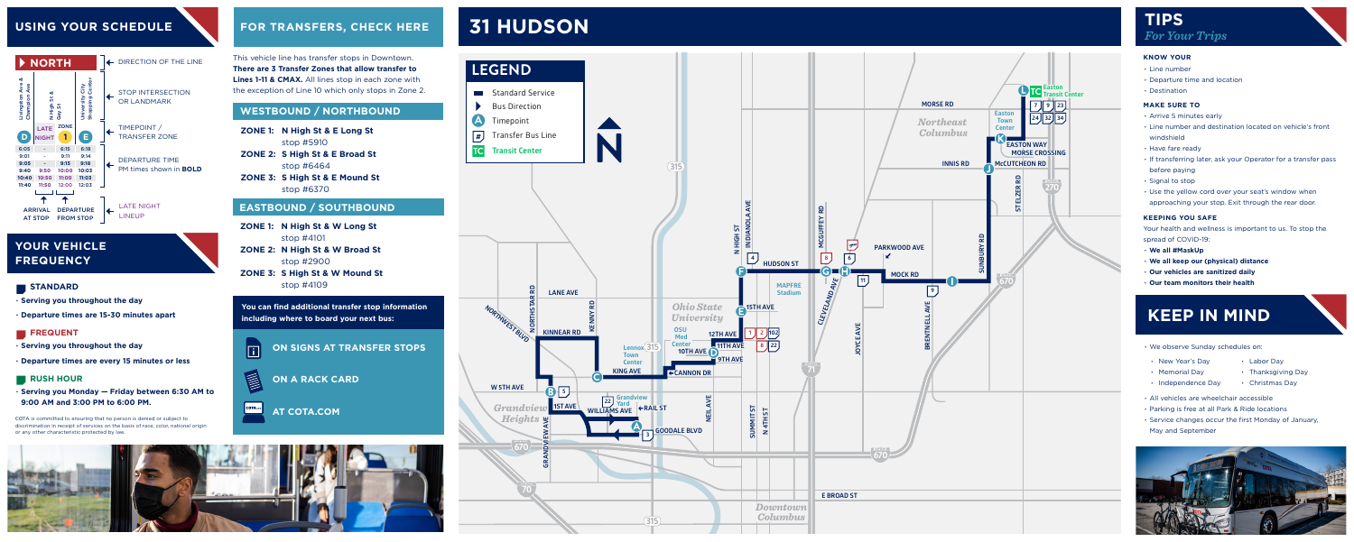## USING YOUR SCHEDULE

**NORTH** ← DIRECTION OF THE LINE

| Livingston Ave & Champion Ave | N High St & Gay St | University City Shopping Center |
| --- | --- | --- |
| D | 1 | E |
| 6:05 | 6:15 | 6:18 |
| 9:01 | 9:11 | 9:14 |
| 9:05 | 9:15 | 9:18 |
| 9:40 | 9:50 / 10:00 | 10:03 |
| 10:40 | 10:50 / 11:00 | 11:03 |
| 11:40 | 11:50 / 12:00 | 12:03 |

- STOP INTERSECTION OR LANDMARK
- TIMEPOINT / TRANSFER ZONE
- DEPARTURE TIME — PM times shown in **BOLD**
- LATE NIGHT LINEUP
- ARRIVAL AT STOP
- DEPARTURE FROM STOP

## YOUR VEHICLE FREQUENCY

### STANDARD
- **Serving you throughout the day**
- **Departure times are 15-30 minutes apart**

### FREQUENT
- **Serving you throughout the day**
- **Departure times are every 15 minutes or less**

### RUSH HOUR
- **Serving you Monday — Friday between 6:30 AM to 9:00 AM and 3:00 PM to 6:00 PM.**

COTA is committed to ensuring that no person is denied or subject to discrimination in receipt of services on the basis of race, color, national origin or any other characteristic protected by law.

## FOR TRANSFERS, CHECK HERE

This vehicle line has transfer stops in Downtown. **There are 3 Transfer Zones that allow transfer to Lines 1-11 & CMAX.** All lines stop in each zone with the exception of Line 10 which only stops in Zone 2.

### WESTBOUND / NORTHBOUND

**ZONE 1: N High St & E Long St**
stop #5910

**ZONE 2: S High St & E Broad St**
stop #6464

**ZONE 3: S High St & E Mound St**
stop #6370

### EASTBOUND / SOUTHBOUND

**ZONE 1: N High St & W Long St**
stop #4101

**ZONE 2: N High St & W Broad St**
stop #2900

**ZONE 3: S High St & W Mound St**
stop #4109

**You can find additional transfer stop information including where to board your next bus:**

**ON SIGNS AT TRANSFER STOPS**

**ON A RACK CARD**

**AT COTA.COM**

# 31 HUDSON

## LEGEND
- Standard Service
- Bus Direction
- A Timepoint
- # Transfer Bus Line
- TC Transit Center

Morse Rd, Northeast Columbus, Easton Town Center, Easton Transit Center (7, 9, 23, 24, 32, 34), Easton Way, Morse Crossing, McCutcheon Rd, Innis Rd, Stelzer Rd, Sunbury Rd, Parkwood Ave, Mock Rd, Brentnell Ave, Joyce Ave, Cleveland Ave, McGuffey Rd, Hudson St, N High St, Indianola Ave, MAPFRE Stadium, Ohio State University, 15th Ave, 12th Ave, 11th Ave, 10th Ave, 9th Ave, OSU Med Center, Lennox Town Center, Cannon Dr, King Ave, Lane Ave, Kinnear Rd, Kenny Rd, Northstar Rd, Northwest Blvd, W 5th Ave, 1st Ave, Grandview Heights, Grandview Ave, Grandview Yard, Williams Ave, Rail St, Goodale Blvd, Neil Ave, Summit St, N 4th St, E Broad St, Downtown Columbus

## TIPS
*For Your Trips*

### KNOW YOUR
- Line number
- Departure time and location
- Destination

### MAKE SURE TO
- Arrive 5 minutes early
- Line number and destination located on vehicle's front windshield
- Have fare ready
- If transferring later, ask your Operator for a transfer pass before paying
- Signal to stop
- Use the yellow cord over your seat's window when approaching your stop. Exit through the rear door.

### KEEPING YOU SAFE

Your health and wellness is important to us. To stop the spread of COVID-19:

- **We all #MaskUp**
- **We all keep our (physical) distance**
- **Our vehicles are sanitized daily**
- **Our team monitors their health**

## KEEP IN MIND

- We observe Sunday schedules on:
  - New Year's Day
  - Memorial Day
  - Independence Day
  - Labor Day
  - Thanksgiving Day
  - Christmas Day
- All vehicles are wheelchair accessible
- Parking is free at all Park & Ride locations
- Service changes occur the first Monday of January, May and September